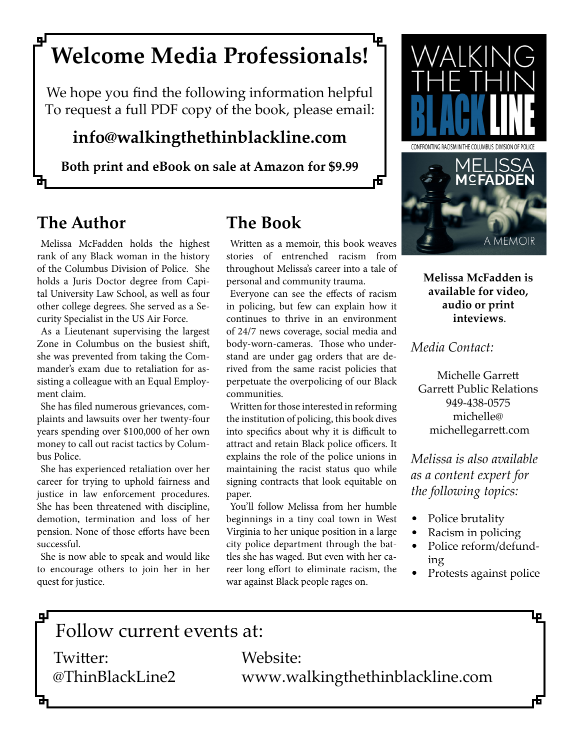# Welcome Media Professionals!

We hope you find the following information helpful
To request a full PDF copy of the book, please email:

**info@walkingthethinblackline.com**

**Both print and eBook on sale at Amazon for $9.99**

WALKING THE THIN BLACK LINE

CONFRONTING RACISM IN THE COLUMBUS DIVISION OF POLICE

MELISSA McFADDEN

A MEMOIR

## The Author

Melissa McFadden holds the highest rank of any Black woman in the history of the Columbus Division of Police. She holds a Juris Doctor degree from Capital University Law School, as well as four other college degrees. She served as a Security Specialist in the US Air Force.

As a Lieutenant supervising the largest Zone in Columbus on the busiest shift, she was prevented from taking the Commander's exam due to retaliation for assisting a colleague with an Equal Employment claim.

She has filed numerous grievances, complaints and lawsuits over her twenty-four years spending over $100,000 of her own money to call out racist tactics by Columbus Police.

She has experienced retaliation over her career for trying to uphold fairness and justice in law enforcement procedures. She has been threatened with discipline, demotion, termination and loss of her pension. None of those efforts have been successful.

She is now able to speak and would like to encourage others to join her in her quest for justice.

## The Book

Written as a memoir, this book weaves stories of entrenched racism from throughout Melissa's career into a tale of personal and community trauma.

Everyone can see the effects of racism in policing, but few can explain how it continues to thrive in an environment of 24/7 news coverage, social media and body-worn-cameras. Those who understand are under gag orders that are derived from the same racist policies that perpetuate the overpolicing of our Black communities.

Written for those interested in reforming the institution of policing, this book dives into specifics about why it is difficult to attract and retain Black police officers. It explains the role of the police unions in maintaining the racist status quo while signing contracts that look equitable on paper.

You'll follow Melissa from her humble beginnings in a tiny coal town in West Virginia to her unique position in a large city police department through the battles she has waged. But even with her career long effort to eliminate racism, the war against Black people rages on.

**Melissa McFadden is available for video, audio or print inteviews**.

*Media Contact:*

Michelle Garrett
Garrett Public Relations
949-438-0575
michelle@michellegarrett.com

*Melissa is also available as a content expert for the following topics:*

- Police brutality
- Racism in policing
- Police reform/defunding
- Protests against police

Follow current events at:

Twitter: @ThinBlackLine2

Website: www.walkingthethinblackline.com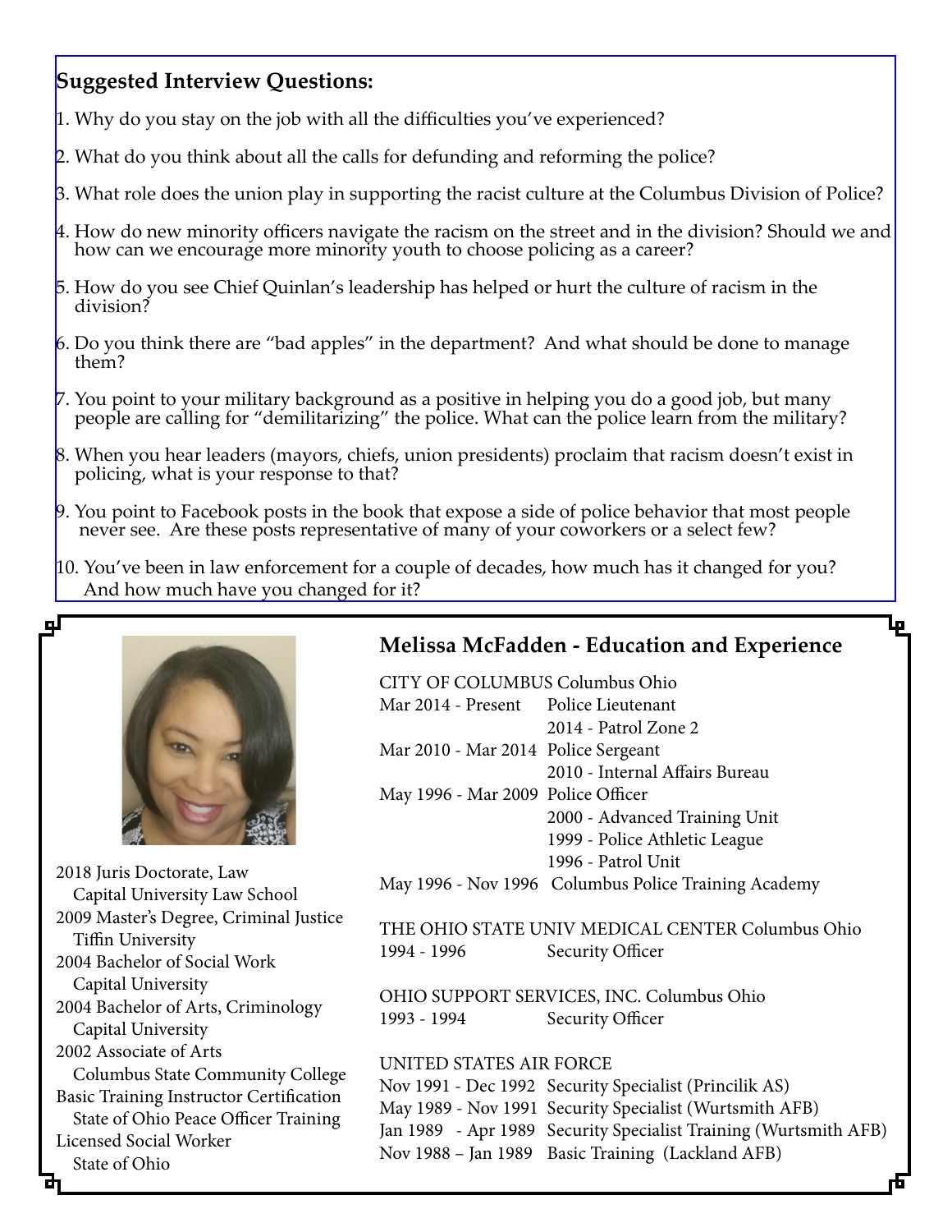## Suggested Interview Questions:

1. Why do you stay on the job with all the difficulties you've experienced?
2. What do you think about all the calls for defunding and reforming the police?
3. What role does the union play in supporting the racist culture at the Columbus Division of Police?
4. How do new minority officers navigate the racism on the street and in the division? Should we and how can we encourage more minority youth to choose policing as a career?
5. How do you see Chief Quinlan's leadership has helped or hurt the culture of racism in the division?
6. Do you think there are "bad apples" in the department? And what should be done to manage them?
7. You point to your military background as a positive in helping you do a good job, but many people are calling for "demilitarizing" the police. What can the police learn from the military?
8. When you hear leaders (mayors, chiefs, union presidents) proclaim that racism doesn't exist in policing, what is your response to that?
9. You point to Facebook posts in the book that expose a side of police behavior that most people never see. Are these posts representative of many of your coworkers or a select few?
10. You've been in law enforcement for a couple of decades, how much has it changed for you? And how much have you changed for it?

2018 Juris Doctorate, Law
Capital University Law School
2009 Master's Degree, Criminal Justice
Tiffin University
2004 Bachelor of Social Work
Capital University
2004 Bachelor of Arts, Criminology
Capital University
2002 Associate of Arts
Columbus State Community College
Basic Training Instructor Certification
State of Ohio Peace Officer Training
Licensed Social Worker
State of Ohio

## Melissa McFadden - Education and Experience

CITY OF COLUMBUS Columbus Ohio

| | |
|---|---|
| Mar 2014 - Present | Police Lieutenant |
| | 2014 - Patrol Zone 2 |
| Mar 2010 - Mar 2014 | Police Sergeant |
| | 2010 - Internal Affairs Bureau |
| May 1996 - Mar 2009 | Police Officer |
| | 2000 - Advanced Training Unit |
| | 1999 - Police Athletic League |
| | 1996 - Patrol Unit |
| May 1996 - Nov 1996 | Columbus Police Training Academy |

THE OHIO STATE UNIV MEDICAL CENTER Columbus Ohio

| | |
|---|---|
| 1994 - 1996 | Security Officer |

OHIO SUPPORT SERVICES, INC. Columbus Ohio

| | |
|---|---|
| 1993 - 1994 | Security Officer |

UNITED STATES AIR FORCE

| | |
|---|---|
| Nov 1991 - Dec 1992 | Security Specialist (Princilik AS) |
| May 1989 - Nov 1991 | Security Specialist (Wurtsmith AFB) |
| Jan 1989 - Apr 1989 | Security Specialist Training (Wurtsmith AFB) |
| Nov 1988 – Jan 1989 | Basic Training (Lackland AFB) |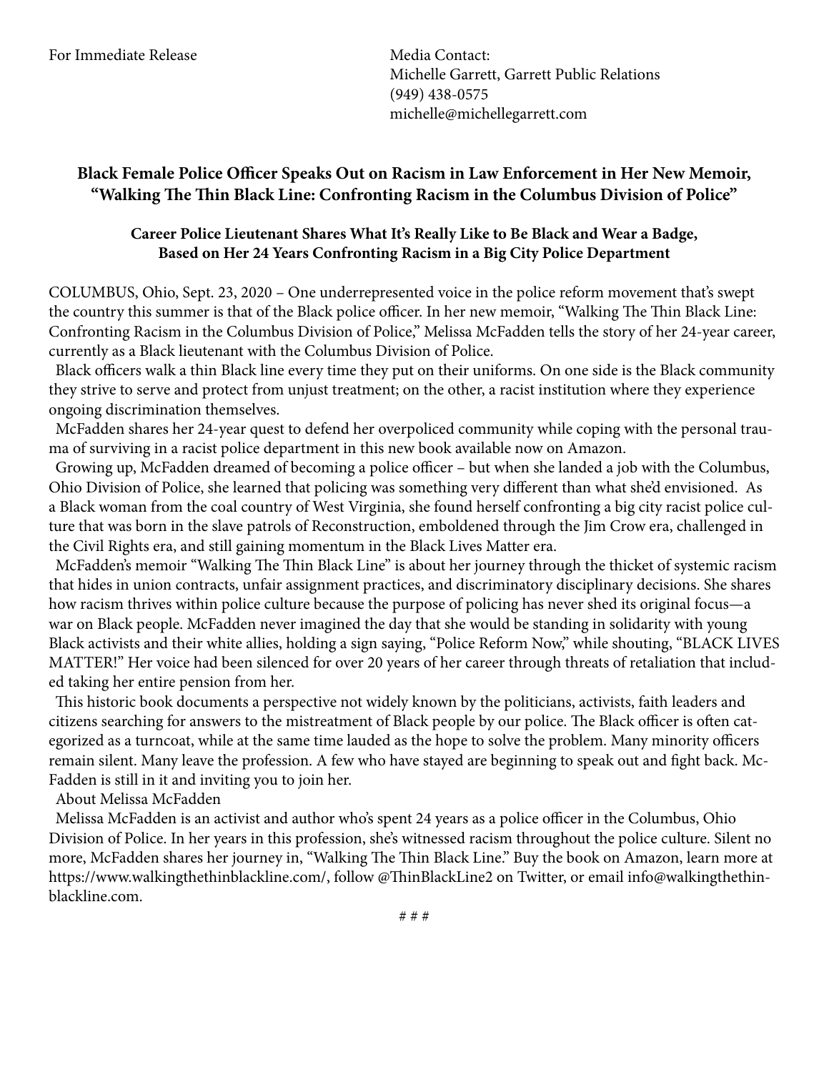For Immediate Release

Media Contact:
Michelle Garrett, Garrett Public Relations
(949) 438-0575
michelle@michellegarrett.com

**Black Female Police Officer Speaks Out on Racism in Law Enforcement in Her New Memoir, "Walking The Thin Black Line: Confronting Racism in the Columbus Division of Police"**

**Career Police Lieutenant Shares What It's Really Like to Be Black and Wear a Badge, Based on Her 24 Years Confronting Racism in a Big City Police Department**

COLUMBUS, Ohio, Sept. 23, 2020 – One underrepresented voice in the police reform movement that's swept the country this summer is that of the Black police officer. In her new memoir, "Walking The Thin Black Line: Confronting Racism in the Columbus Division of Police," Melissa McFadden tells the story of her 24-year career, currently as a Black lieutenant with the Columbus Division of Police.

Black officers walk a thin Black line every time they put on their uniforms. On one side is the Black community they strive to serve and protect from unjust treatment; on the other, a racist institution where they experience ongoing discrimination themselves.

McFadden shares her 24-year quest to defend her overpoliced community while coping with the personal trauma of surviving in a racist police department in this new book available now on Amazon.

Growing up, McFadden dreamed of becoming a police officer – but when she landed a job with the Columbus, Ohio Division of Police, she learned that policing was something very different than what she'd envisioned. As a Black woman from the coal country of West Virginia, she found herself confronting a big city racist police culture that was born in the slave patrols of Reconstruction, emboldened through the Jim Crow era, challenged in the Civil Rights era, and still gaining momentum in the Black Lives Matter era.

McFadden's memoir "Walking The Thin Black Line" is about her journey through the thicket of systemic racism that hides in union contracts, unfair assignment practices, and discriminatory disciplinary decisions. She shares how racism thrives within police culture because the purpose of policing has never shed its original focus—a war on Black people. McFadden never imagined the day that she would be standing in solidarity with young Black activists and their white allies, holding a sign saying, "Police Reform Now," while shouting, "BLACK LIVES MATTER!" Her voice had been silenced for over 20 years of her career through threats of retaliation that included taking her entire pension from her.

This historic book documents a perspective not widely known by the politicians, activists, faith leaders and citizens searching for answers to the mistreatment of Black people by our police. The Black officer is often categorized as a turncoat, while at the same time lauded as the hope to solve the problem. Many minority officers remain silent. Many leave the profession. A few who have stayed are beginning to speak out and fight back. McFadden is still in it and inviting you to join her.

About Melissa McFadden

Melissa McFadden is an activist and author who's spent 24 years as a police officer in the Columbus, Ohio Division of Police. In her years in this profession, she's witnessed racism throughout the police culture. Silent no more, McFadden shares her journey in, "Walking The Thin Black Line." Buy the book on Amazon, learn more at https://www.walkingthethinblackline.com/, follow @ThinBlackLine2 on Twitter, or email info@walkingthethinblackline.com.

# # #